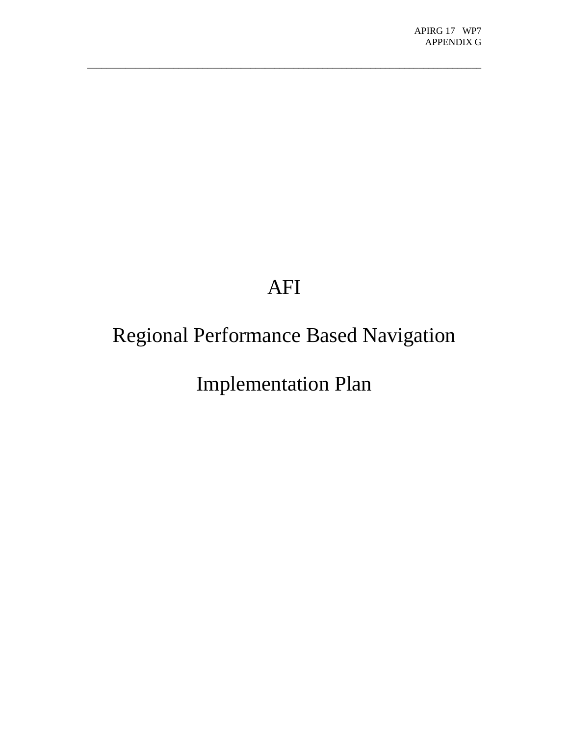# AFI

# Regional Performance Based Navigation

# Implementation Plan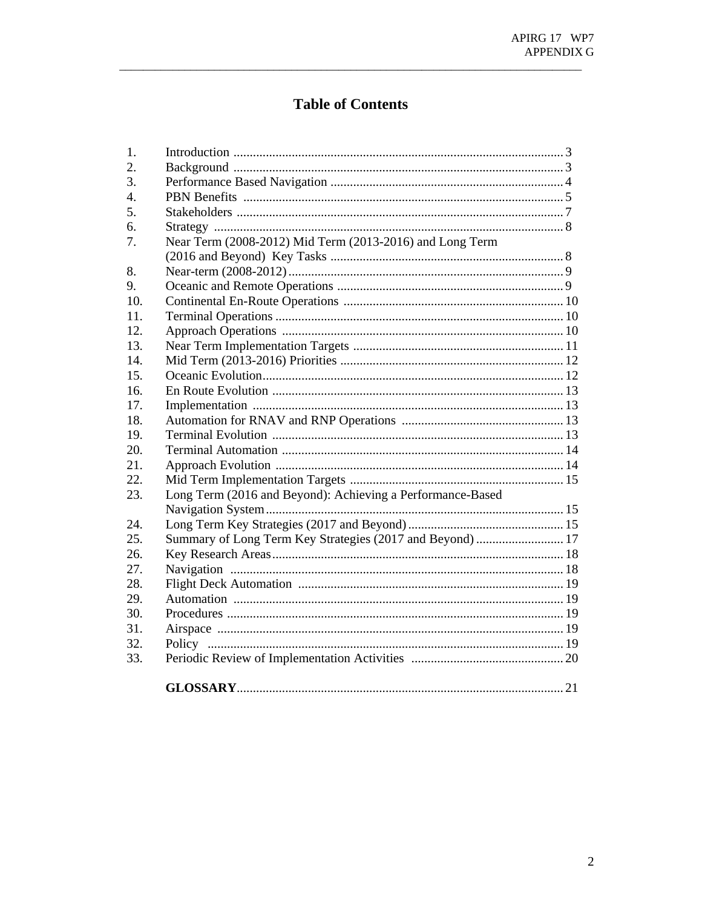# Table of Contents

| | | |
|---|---|---|
| 1. | Introduction | 3 |
| 2. | Background | 3 |
| 3. | Performance Based Navigation | 4 |
| 4. | PBN Benefits | 5 |
| 5. | Stakeholders | 7 |
| 6. | Strategy | 8 |
| 7. | Near Term (2008-2012) Mid Term (2013-2016) and Long Term (2016 and Beyond) Key Tasks | 8 |
| 8. | Near-term (2008-2012) | 9 |
| 9. | Oceanic and Remote Operations | 9 |
| 10. | Continental En-Route Operations | 10 |
| 11. | Terminal Operations | 10 |
| 12. | Approach Operations | 10 |
| 13. | Near Term Implementation Targets | 11 |
| 14. | Mid Term (2013-2016) Priorities | 12 |
| 15. | Oceanic Evolution | 12 |
| 16. | En Route Evolution | 13 |
| 17. | Implementation | 13 |
| 18. | Automation for RNAV and RNP Operations | 13 |
| 19. | Terminal Evolution | 13 |
| 20. | Terminal Automation | 14 |
| 21. | Approach Evolution | 14 |
| 22. | Mid Term Implementation Targets | 15 |
| 23. | Long Term (2016 and Beyond): Achieving a Performance-Based Navigation System | 15 |
| 24. | Long Term Key Strategies (2017 and Beyond) | 15 |
| 25. | Summary of Long Term Key Strategies (2017 and Beyond) | 17 |
| 26. | Key Research Areas | 18 |
| 27. | Navigation | 18 |
| 28. | Flight Deck Automation | 19 |
| 29. | Automation | 19 |
| 30. | Procedures | 19 |
| 31. | Airspace | 19 |
| 32. | Policy | 19 |
| 33. | Periodic Review of Implementation Activities | 20 |
| | **GLOSSARY** | 21 |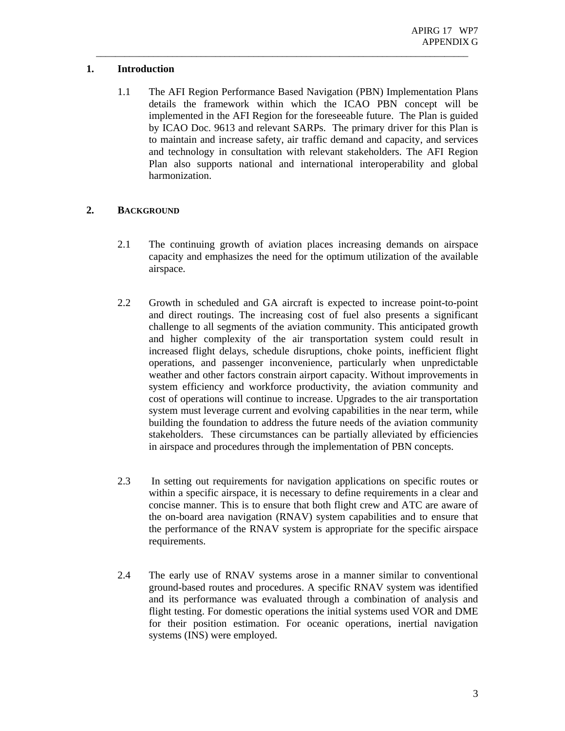## 1. Introduction

1.1 The AFI Region Performance Based Navigation (PBN) Implementation Plans details the framework within which the ICAO PBN concept will be implemented in the AFI Region for the foreseeable future. The Plan is guided by ICAO Doc. 9613 and relevant SARPs. The primary driver for this Plan is to maintain and increase safety, air traffic demand and capacity, and services and technology in consultation with relevant stakeholders. The AFI Region Plan also supports national and international interoperability and global harmonization.

## 2. BACKGROUND

2.1 The continuing growth of aviation places increasing demands on airspace capacity and emphasizes the need for the optimum utilization of the available airspace.

2.2 Growth in scheduled and GA aircraft is expected to increase point-to-point and direct routings. The increasing cost of fuel also presents a significant challenge to all segments of the aviation community. This anticipated growth and higher complexity of the air transportation system could result in increased flight delays, schedule disruptions, choke points, inefficient flight operations, and passenger inconvenience, particularly when unpredictable weather and other factors constrain airport capacity. Without improvements in system efficiency and workforce productivity, the aviation community and cost of operations will continue to increase. Upgrades to the air transportation system must leverage current and evolving capabilities in the near term, while building the foundation to address the future needs of the aviation community stakeholders. These circumstances can be partially alleviated by efficiencies in airspace and procedures through the implementation of PBN concepts.

2.3 In setting out requirements for navigation applications on specific routes or within a specific airspace, it is necessary to define requirements in a clear and concise manner. This is to ensure that both flight crew and ATC are aware of the on-board area navigation (RNAV) system capabilities and to ensure that the performance of the RNAV system is appropriate for the specific airspace requirements.

2.4 The early use of RNAV systems arose in a manner similar to conventional ground-based routes and procedures. A specific RNAV system was identified and its performance was evaluated through a combination of analysis and flight testing. For domestic operations the initial systems used VOR and DME for their position estimation. For oceanic operations, inertial navigation systems (INS) were employed.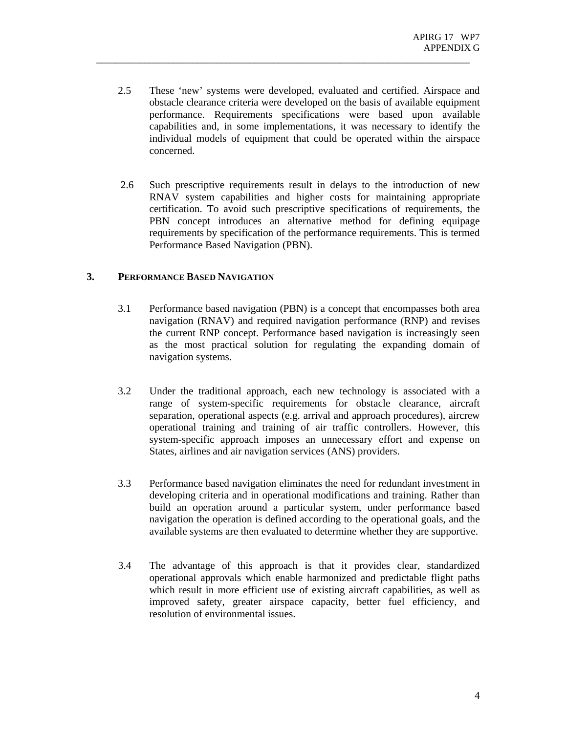2.5 These 'new' systems were developed, evaluated and certified. Airspace and obstacle clearance criteria were developed on the basis of available equipment performance. Requirements specifications were based upon available capabilities and, in some implementations, it was necessary to identify the individual models of equipment that could be operated within the airspace concerned.

2.6 Such prescriptive requirements result in delays to the introduction of new RNAV system capabilities and higher costs for maintaining appropriate certification. To avoid such prescriptive specifications of requirements, the PBN concept introduces an alternative method for defining equipage requirements by specification of the performance requirements. This is termed Performance Based Navigation (PBN).

## 3. PERFORMANCE BASED NAVIGATION

3.1 Performance based navigation (PBN) is a concept that encompasses both area navigation (RNAV) and required navigation performance (RNP) and revises the current RNP concept. Performance based navigation is increasingly seen as the most practical solution for regulating the expanding domain of navigation systems.

3.2 Under the traditional approach, each new technology is associated with a range of system-specific requirements for obstacle clearance, aircraft separation, operational aspects (e.g. arrival and approach procedures), aircrew operational training and training of air traffic controllers. However, this system-specific approach imposes an unnecessary effort and expense on States, airlines and air navigation services (ANS) providers.

3.3 Performance based navigation eliminates the need for redundant investment in developing criteria and in operational modifications and training. Rather than build an operation around a particular system, under performance based navigation the operation is defined according to the operational goals, and the available systems are then evaluated to determine whether they are supportive.

3.4 The advantage of this approach is that it provides clear, standardized operational approvals which enable harmonized and predictable flight paths which result in more efficient use of existing aircraft capabilities, as well as improved safety, greater airspace capacity, better fuel efficiency, and resolution of environmental issues.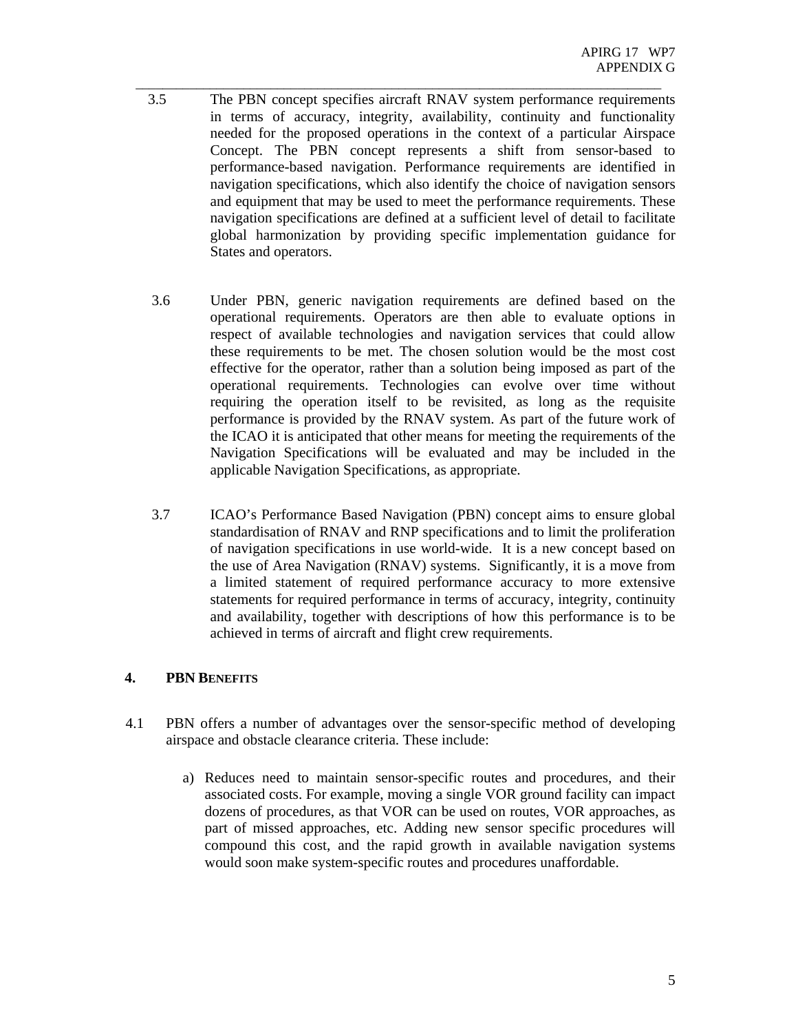3.5 The PBN concept specifies aircraft RNAV system performance requirements in terms of accuracy, integrity, availability, continuity and functionality needed for the proposed operations in the context of a particular Airspace Concept. The PBN concept represents a shift from sensor-based to performance-based navigation. Performance requirements are identified in navigation specifications, which also identify the choice of navigation sensors and equipment that may be used to meet the performance requirements. These navigation specifications are defined at a sufficient level of detail to facilitate global harmonization by providing specific implementation guidance for States and operators.

3.6 Under PBN, generic navigation requirements are defined based on the operational requirements. Operators are then able to evaluate options in respect of available technologies and navigation services that could allow these requirements to be met. The chosen solution would be the most cost effective for the operator, rather than a solution being imposed as part of the operational requirements. Technologies can evolve over time without requiring the operation itself to be revisited, as long as the requisite performance is provided by the RNAV system. As part of the future work of the ICAO it is anticipated that other means for meeting the requirements of the Navigation Specifications will be evaluated and may be included in the applicable Navigation Specifications, as appropriate.

3.7 ICAO's Performance Based Navigation (PBN) concept aims to ensure global standardisation of RNAV and RNP specifications and to limit the proliferation of navigation specifications in use world-wide. It is a new concept based on the use of Area Navigation (RNAV) systems. Significantly, it is a move from a limited statement of required performance accuracy to more extensive statements for required performance in terms of accuracy, integrity, continuity and availability, together with descriptions of how this performance is to be achieved in terms of aircraft and flight crew requirements.

## 4. PBN BENEFITS

4.1 PBN offers a number of advantages over the sensor-specific method of developing airspace and obstacle clearance criteria. These include:

a) Reduces need to maintain sensor-specific routes and procedures, and their associated costs. For example, moving a single VOR ground facility can impact dozens of procedures, as that VOR can be used on routes, VOR approaches, as part of missed approaches, etc. Adding new sensor specific procedures will compound this cost, and the rapid growth in available navigation systems would soon make system-specific routes and procedures unaffordable.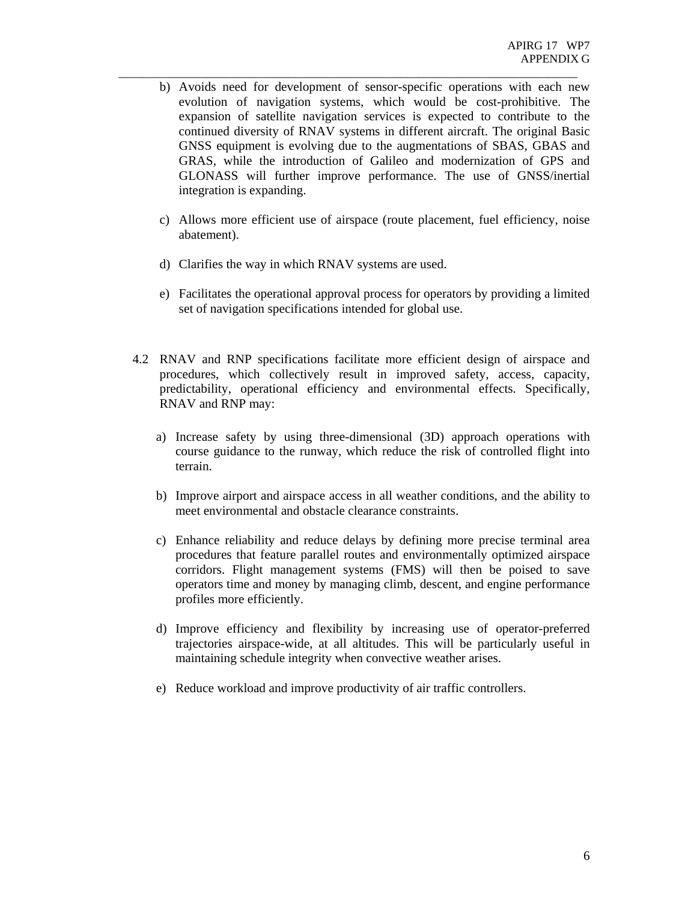b) Avoids need for development of sensor-specific operations with each new evolution of navigation systems, which would be cost-prohibitive. The expansion of satellite navigation services is expected to contribute to the continued diversity of RNAV systems in different aircraft. The original Basic GNSS equipment is evolving due to the augmentations of SBAS, GBAS and GRAS, while the introduction of Galileo and modernization of GPS and GLONASS will further improve performance. The use of GNSS/inertial integration is expanding.

c) Allows more efficient use of airspace (route placement, fuel efficiency, noise abatement).

d) Clarifies the way in which RNAV systems are used.

e) Facilitates the operational approval process for operators by providing a limited set of navigation specifications intended for global use.

4.2 RNAV and RNP specifications facilitate more efficient design of airspace and procedures, which collectively result in improved safety, access, capacity, predictability, operational efficiency and environmental effects. Specifically, RNAV and RNP may:

a) Increase safety by using three-dimensional (3D) approach operations with course guidance to the runway, which reduce the risk of controlled flight into terrain.

b) Improve airport and airspace access in all weather conditions, and the ability to meet environmental and obstacle clearance constraints.

c) Enhance reliability and reduce delays by defining more precise terminal area procedures that feature parallel routes and environmentally optimized airspace corridors. Flight management systems (FMS) will then be poised to save operators time and money by managing climb, descent, and engine performance profiles more efficiently.

d) Improve efficiency and flexibility by increasing use of operator-preferred trajectories airspace-wide, at all altitudes. This will be particularly useful in maintaining schedule integrity when convective weather arises.

e) Reduce workload and improve productivity of air traffic controllers.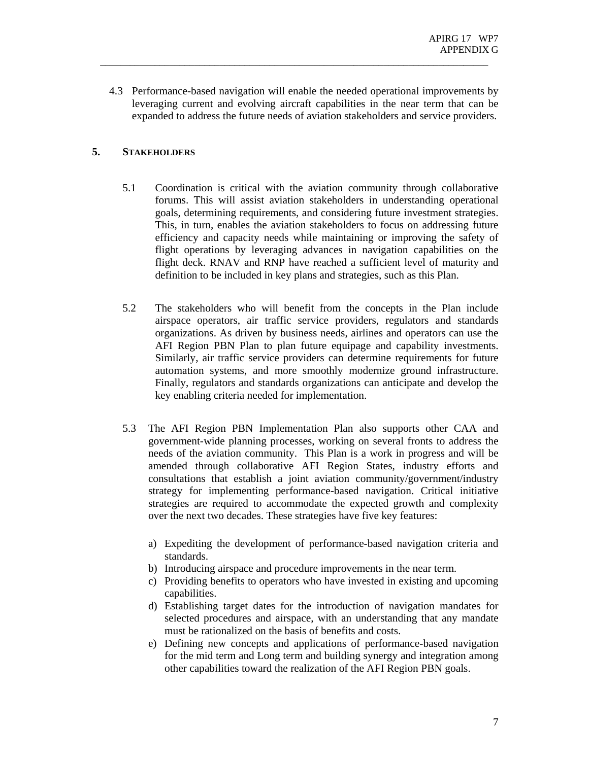4.3 Performance-based navigation will enable the needed operational improvements by leveraging current and evolving aircraft capabilities in the near term that can be expanded to address the future needs of aviation stakeholders and service providers.

## 5. STAKEHOLDERS

5.1 Coordination is critical with the aviation community through collaborative forums. This will assist aviation stakeholders in understanding operational goals, determining requirements, and considering future investment strategies. This, in turn, enables the aviation stakeholders to focus on addressing future efficiency and capacity needs while maintaining or improving the safety of flight operations by leveraging advances in navigation capabilities on the flight deck. RNAV and RNP have reached a sufficient level of maturity and definition to be included in key plans and strategies, such as this Plan.

5.2 The stakeholders who will benefit from the concepts in the Plan include airspace operators, air traffic service providers, regulators and standards organizations. As driven by business needs, airlines and operators can use the AFI Region PBN Plan to plan future equipage and capability investments. Similarly, air traffic service providers can determine requirements for future automation systems, and more smoothly modernize ground infrastructure. Finally, regulators and standards organizations can anticipate and develop the key enabling criteria needed for implementation.

5.3 The AFI Region PBN Implementation Plan also supports other CAA and government-wide planning processes, working on several fronts to address the needs of the aviation community. This Plan is a work in progress and will be amended through collaborative AFI Region States, industry efforts and consultations that establish a joint aviation community/government/industry strategy for implementing performance-based navigation. Critical initiative strategies are required to accommodate the expected growth and complexity over the next two decades. These strategies have five key features:

a) Expediting the development of performance-based navigation criteria and standards.
b) Introducing airspace and procedure improvements in the near term.
c) Providing benefits to operators who have invested in existing and upcoming capabilities.
d) Establishing target dates for the introduction of navigation mandates for selected procedures and airspace, with an understanding that any mandate must be rationalized on the basis of benefits and costs.
e) Defining new concepts and applications of performance-based navigation for the mid term and Long term and building synergy and integration among other capabilities toward the realization of the AFI Region PBN goals.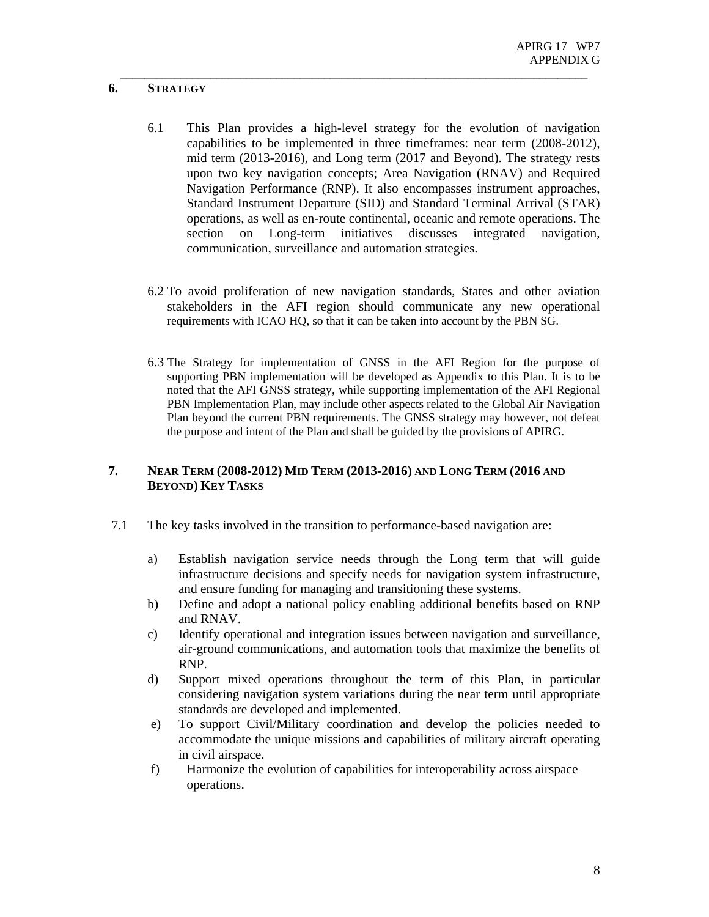## 6. STRATEGY

6.1 This Plan provides a high-level strategy for the evolution of navigation capabilities to be implemented in three timeframes: near term (2008-2012), mid term (2013-2016), and Long term (2017 and Beyond). The strategy rests upon two key navigation concepts; Area Navigation (RNAV) and Required Navigation Performance (RNP). It also encompasses instrument approaches, Standard Instrument Departure (SID) and Standard Terminal Arrival (STAR) operations, as well as en-route continental, oceanic and remote operations. The section on Long-term initiatives discusses integrated navigation, communication, surveillance and automation strategies.

6.2 To avoid proliferation of new navigation standards, States and other aviation stakeholders in the AFI region should communicate any new operational requirements with ICAO HQ, so that it can be taken into account by the PBN SG.

6.3 The Strategy for implementation of GNSS in the AFI Region for the purpose of supporting PBN implementation will be developed as Appendix to this Plan. It is to be noted that the AFI GNSS strategy, while supporting implementation of the AFI Regional PBN Implementation Plan, may include other aspects related to the Global Air Navigation Plan beyond the current PBN requirements. The GNSS strategy may however, not defeat the purpose and intent of the Plan and shall be guided by the provisions of APIRG.

## 7. NEAR TERM (2008-2012) MID TERM (2013-2016) AND LONG TERM (2016 AND BEYOND) KEY TASKS

7.1 The key tasks involved in the transition to performance-based navigation are:

a) Establish navigation service needs through the Long term that will guide infrastructure decisions and specify needs for navigation system infrastructure, and ensure funding for managing and transitioning these systems.

b) Define and adopt a national policy enabling additional benefits based on RNP and RNAV.

c) Identify operational and integration issues between navigation and surveillance, air-ground communications, and automation tools that maximize the benefits of RNP.

d) Support mixed operations throughout the term of this Plan, in particular considering navigation system variations during the near term until appropriate standards are developed and implemented.

e) To support Civil/Military coordination and develop the policies needed to accommodate the unique missions and capabilities of military aircraft operating in civil airspace.

f) Harmonize the evolution of capabilities for interoperability across airspace operations.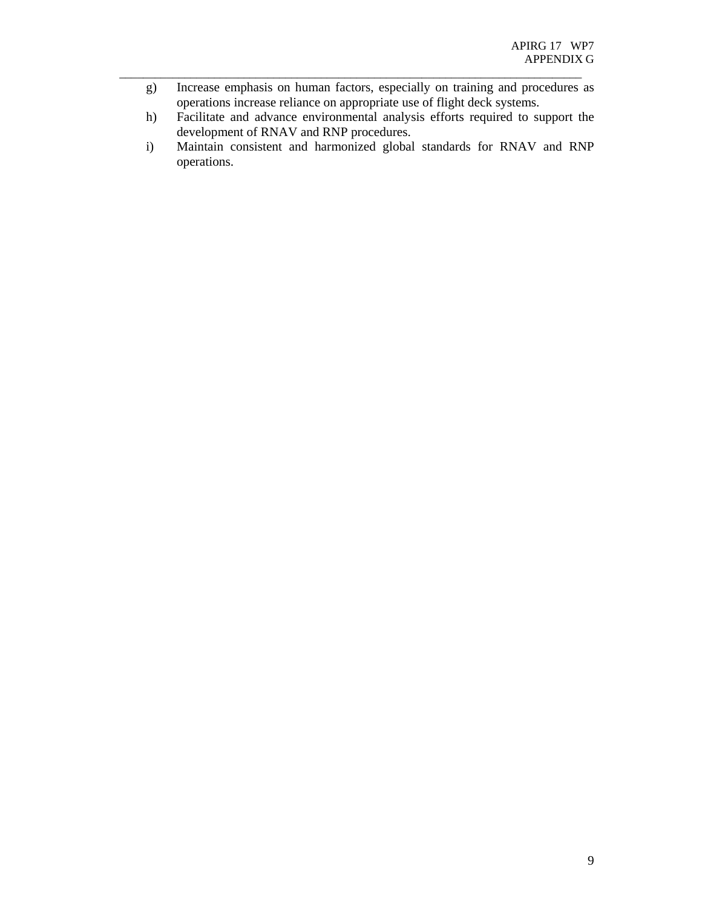g) Increase emphasis on human factors, especially on training and procedures as operations increase reliance on appropriate use of flight deck systems.
h) Facilitate and advance environmental analysis efforts required to support the development of RNAV and RNP procedures.
i) Maintain consistent and harmonized global standards for RNAV and RNP operations.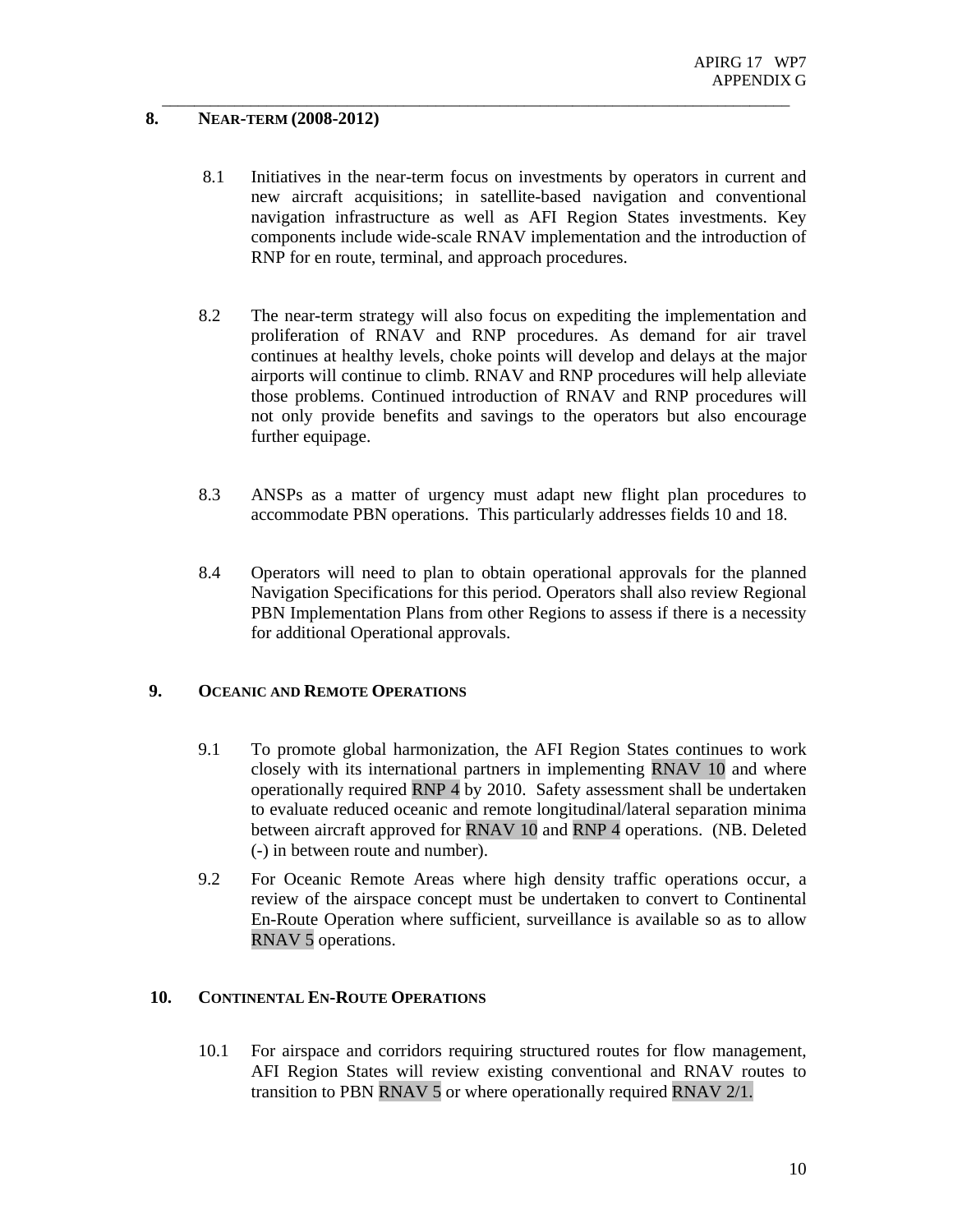## 8. NEAR-TERM (2008-2012)

8.1 Initiatives in the near-term focus on investments by operators in current and new aircraft acquisitions; in satellite-based navigation and conventional navigation infrastructure as well as AFI Region States investments. Key components include wide-scale RNAV implementation and the introduction of RNP for en route, terminal, and approach procedures.

8.2 The near-term strategy will also focus on expediting the implementation and proliferation of RNAV and RNP procedures. As demand for air travel continues at healthy levels, choke points will develop and delays at the major airports will continue to climb. RNAV and RNP procedures will help alleviate those problems. Continued introduction of RNAV and RNP procedures will not only provide benefits and savings to the operators but also encourage further equipage.

8.3 ANSPs as a matter of urgency must adapt new flight plan procedures to accommodate PBN operations. This particularly addresses fields 10 and 18.

8.4 Operators will need to plan to obtain operational approvals for the planned Navigation Specifications for this period. Operators shall also review Regional PBN Implementation Plans from other Regions to assess if there is a necessity for additional Operational approvals.

## 9. OCEANIC AND REMOTE OPERATIONS

9.1 To promote global harmonization, the AFI Region States continues to work closely with its international partners in implementing RNAV 10 and where operationally required RNP 4 by 2010. Safety assessment shall be undertaken to evaluate reduced oceanic and remote longitudinal/lateral separation minima between aircraft approved for RNAV 10 and RNP 4 operations. (NB. Deleted (-) in between route and number).

9.2 For Oceanic Remote Areas where high density traffic operations occur, a review of the airspace concept must be undertaken to convert to Continental En-Route Operation where sufficient, surveillance is available so as to allow RNAV 5 operations.

## 10. CONTINENTAL EN-ROUTE OPERATIONS

10.1 For airspace and corridors requiring structured routes for flow management, AFI Region States will review existing conventional and RNAV routes to transition to PBN RNAV 5 or where operationally required RNAV 2/1.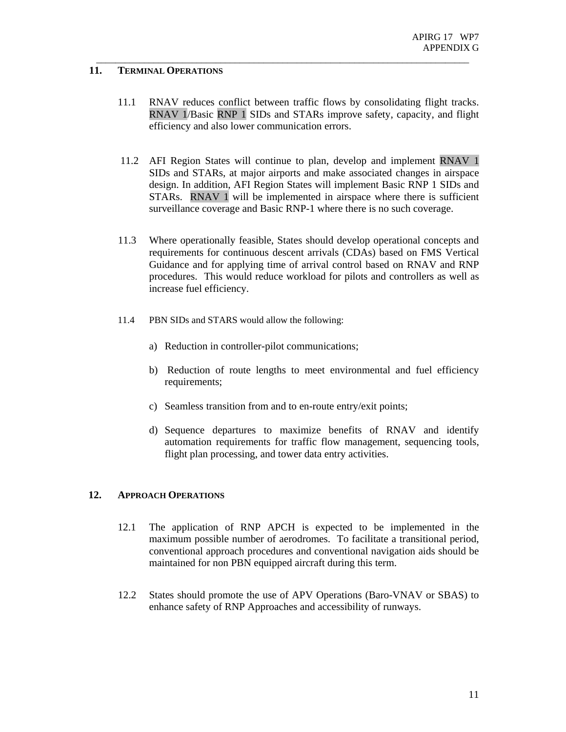## 11. TERMINAL OPERATIONS

11.1 RNAV reduces conflict between traffic flows by consolidating flight tracks. RNAV 1/Basic RNP 1 SIDs and STARs improve safety, capacity, and flight efficiency and also lower communication errors.

11.2 AFI Region States will continue to plan, develop and implement RNAV 1 SIDs and STARs, at major airports and make associated changes in airspace design. In addition, AFI Region States will implement Basic RNP 1 SIDs and STARs. RNAV 1 will be implemented in airspace where there is sufficient surveillance coverage and Basic RNP-1 where there is no such coverage.

11.3 Where operationally feasible, States should develop operational concepts and requirements for continuous descent arrivals (CDAs) based on FMS Vertical Guidance and for applying time of arrival control based on RNAV and RNP procedures. This would reduce workload for pilots and controllers as well as increase fuel efficiency.

11.4 PBN SIDs and STARS would allow the following:

a) Reduction in controller-pilot communications;

b) Reduction of route lengths to meet environmental and fuel efficiency requirements;

c) Seamless transition from and to en-route entry/exit points;

d) Sequence departures to maximize benefits of RNAV and identify automation requirements for traffic flow management, sequencing tools, flight plan processing, and tower data entry activities.

## 12. APPROACH OPERATIONS

12.1 The application of RNP APCH is expected to be implemented in the maximum possible number of aerodromes. To facilitate a transitional period, conventional approach procedures and conventional navigation aids should be maintained for non PBN equipped aircraft during this term.

12.2 States should promote the use of APV Operations (Baro-VNAV or SBAS) to enhance safety of RNP Approaches and accessibility of runways.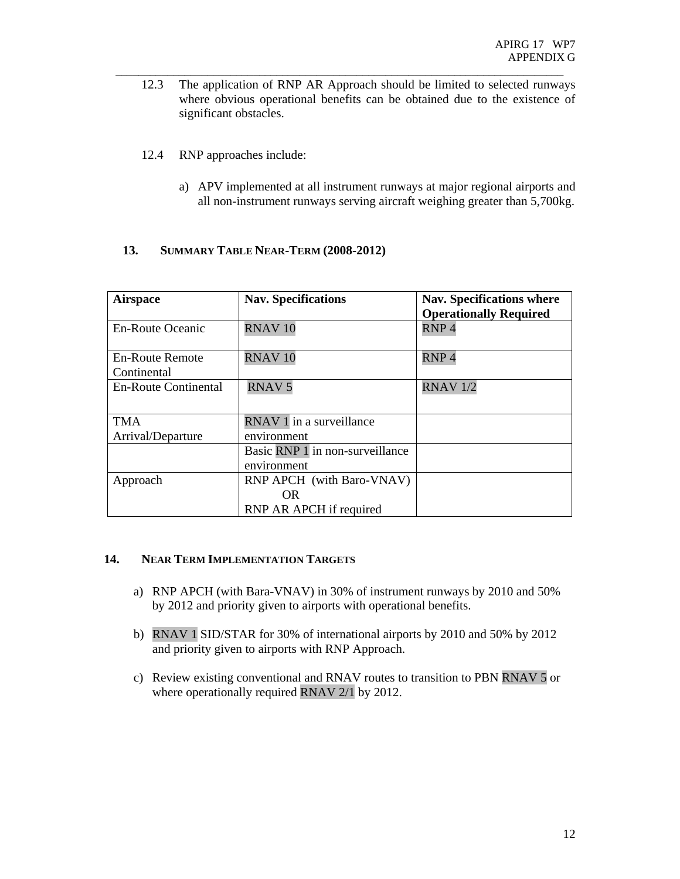12.3 The application of RNP AR Approach should be limited to selected runways where obvious operational benefits can be obtained due to the existence of significant obstacles.

12.4 RNP approaches include:

a) APV implemented at all instrument runways at major regional airports and all non-instrument runways serving aircraft weighing greater than 5,700kg.

## 13. SUMMARY TABLE NEAR-TERM (2008-2012)

| Airspace | Nav. Specifications | Nav. Specifications where Operationally Required |
|---|---|---|
| En-Route Oceanic | RNAV 10 | RNP 4 |
| En-Route Remote Continental | RNAV 10 | RNP 4 |
| En-Route Continental | RNAV 5 | RNAV 1/2 |
| TMA Arrival/Departure | RNAV 1 in a surveillance environment | |
| | Basic RNP 1 in non-surveillance environment | |
| Approach | RNP APCH (with Baro-VNAV) OR RNP AR APCH if required | |

## 14. NEAR TERM IMPLEMENTATION TARGETS

a) RNP APCH (with Bara-VNAV) in 30% of instrument runways by 2010 and 50% by 2012 and priority given to airports with operational benefits.

b) RNAV 1 SID/STAR for 30% of international airports by 2010 and 50% by 2012 and priority given to airports with RNP Approach.

c) Review existing conventional and RNAV routes to transition to PBN RNAV 5 or where operationally required RNAV 2/1 by 2012.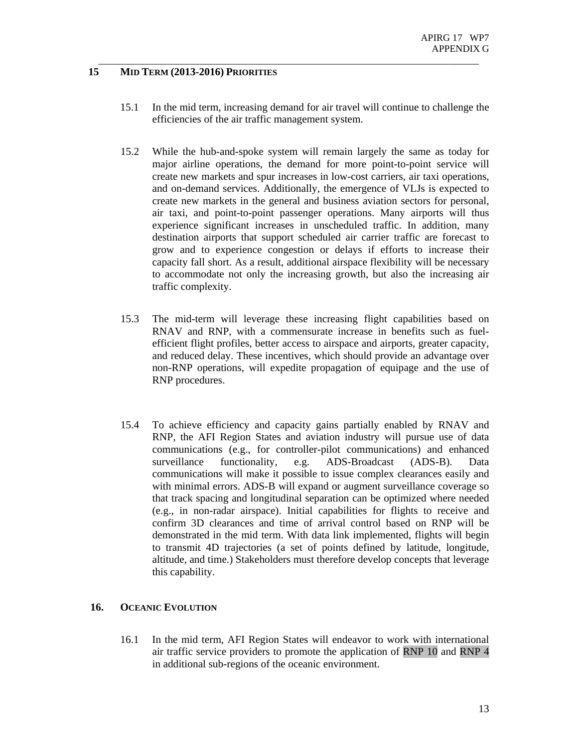## 15 MID TERM (2013-2016) PRIORITIES

15.1 In the mid term, increasing demand for air travel will continue to challenge the efficiencies of the air traffic management system.

15.2 While the hub-and-spoke system will remain largely the same as today for major airline operations, the demand for more point-to-point service will create new markets and spur increases in low-cost carriers, air taxi operations, and on-demand services. Additionally, the emergence of VLJs is expected to create new markets in the general and business aviation sectors for personal, air taxi, and point-to-point passenger operations. Many airports will thus experience significant increases in unscheduled traffic. In addition, many destination airports that support scheduled air carrier traffic are forecast to grow and to experience congestion or delays if efforts to increase their capacity fall short. As a result, additional airspace flexibility will be necessary to accommodate not only the increasing growth, but also the increasing air traffic complexity.

15.3 The mid-term will leverage these increasing flight capabilities based on RNAV and RNP, with a commensurate increase in benefits such as fuel-efficient flight profiles, better access to airspace and airports, greater capacity, and reduced delay. These incentives, which should provide an advantage over non-RNP operations, will expedite propagation of equipage and the use of RNP procedures.

15.4 To achieve efficiency and capacity gains partially enabled by RNAV and RNP, the AFI Region States and aviation industry will pursue use of data communications (e.g., for controller-pilot communications) and enhanced surveillance functionality, e.g. ADS-Broadcast (ADS-B). Data communications will make it possible to issue complex clearances easily and with minimal errors. ADS-B will expand or augment surveillance coverage so that track spacing and longitudinal separation can be optimized where needed (e.g., in non-radar airspace). Initial capabilities for flights to receive and confirm 3D clearances and time of arrival control based on RNP will be demonstrated in the mid term. With data link implemented, flights will begin to transmit 4D trajectories (a set of points defined by latitude, longitude, altitude, and time.) Stakeholders must therefore develop concepts that leverage this capability.

## 16. OCEANIC EVOLUTION

16.1 In the mid term, AFI Region States will endeavor to work with international air traffic service providers to promote the application of RNP 10 and RNP 4 in additional sub-regions of the oceanic environment.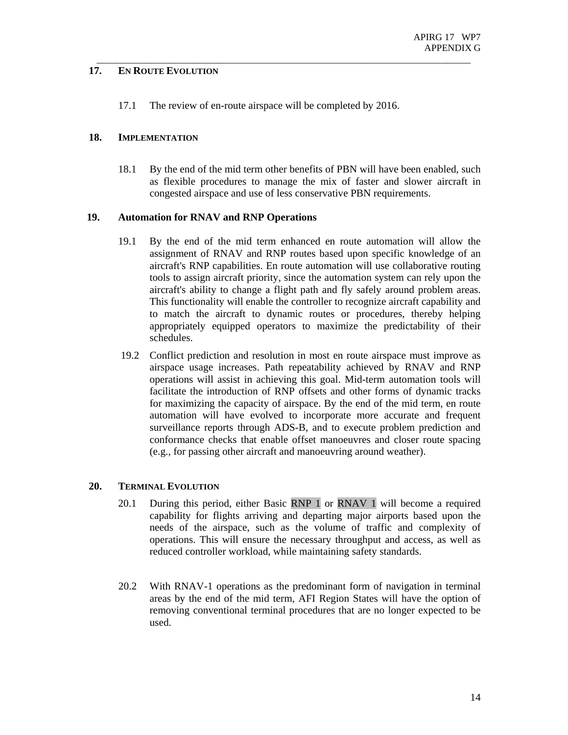## 17. EN ROUTE EVOLUTION

17.1 The review of en-route airspace will be completed by 2016.

## 18. IMPLEMENTATION

18.1 By the end of the mid term other benefits of PBN will have been enabled, such as flexible procedures to manage the mix of faster and slower aircraft in congested airspace and use of less conservative PBN requirements.

## 19. Automation for RNAV and RNP Operations

19.1 By the end of the mid term enhanced en route automation will allow the assignment of RNAV and RNP routes based upon specific knowledge of an aircraft's RNP capabilities. En route automation will use collaborative routing tools to assign aircraft priority, since the automation system can rely upon the aircraft's ability to change a flight path and fly safely around problem areas. This functionality will enable the controller to recognize aircraft capability and to match the aircraft to dynamic routes or procedures, thereby helping appropriately equipped operators to maximize the predictability of their schedules.

19.2 Conflict prediction and resolution in most en route airspace must improve as airspace usage increases. Path repeatability achieved by RNAV and RNP operations will assist in achieving this goal. Mid-term automation tools will facilitate the introduction of RNP offsets and other forms of dynamic tracks for maximizing the capacity of airspace. By the end of the mid term, en route automation will have evolved to incorporate more accurate and frequent surveillance reports through ADS-B, and to execute problem prediction and conformance checks that enable offset manoeuvres and closer route spacing (e.g., for passing other aircraft and manoeuvring around weather).

## 20. TERMINAL EVOLUTION

20.1 During this period, either Basic RNP 1 or RNAV 1 will become a required capability for flights arriving and departing major airports based upon the needs of the airspace, such as the volume of traffic and complexity of operations. This will ensure the necessary throughput and access, as well as reduced controller workload, while maintaining safety standards.

20.2 With RNAV-1 operations as the predominant form of navigation in terminal areas by the end of the mid term, AFI Region States will have the option of removing conventional terminal procedures that are no longer expected to be used.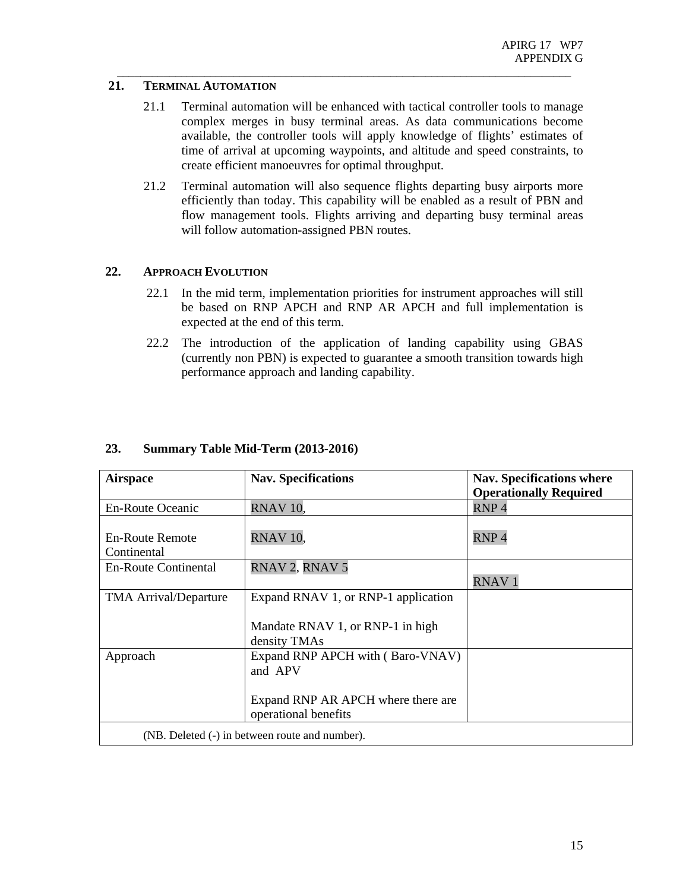## 21. Terminal Automation

21.1 Terminal automation will be enhanced with tactical controller tools to manage complex merges in busy terminal areas. As data communications become available, the controller tools will apply knowledge of flights' estimates of time of arrival at upcoming waypoints, and altitude and speed constraints, to create efficient manoeuvres for optimal throughput.

21.2 Terminal automation will also sequence flights departing busy airports more efficiently than today. This capability will be enabled as a result of PBN and flow management tools. Flights arriving and departing busy terminal areas will follow automation-assigned PBN routes.

## 22. Approach Evolution

22.1 In the mid term, implementation priorities for instrument approaches will still be based on RNP APCH and RNP AR APCH and full implementation is expected at the end of this term.

22.2 The introduction of the application of landing capability using GBAS (currently non PBN) is expected to guarantee a smooth transition towards high performance approach and landing capability.

## 23. Summary Table Mid-Term (2013-2016)

| Airspace | Nav. Specifications | Nav. Specifications where Operationally Required |
|---|---|---|
| En-Route Oceanic | RNAV 10, | RNP 4 |
| En-Route Remote Continental | RNAV 10, | RNP 4 |
| En-Route Continental | RNAV 2, RNAV 5 | RNAV 1 |
| TMA Arrival/Departure | Expand RNAV 1, or RNP-1 application<br><br>Mandate RNAV 1, or RNP-1 in high density TMAs | |
| Approach | Expand RNP APCH with ( Baro-VNAV) and APV<br><br>Expand RNP AR APCH where there are operational benefits | |
| (NB. Deleted (-) in between route and number). | | |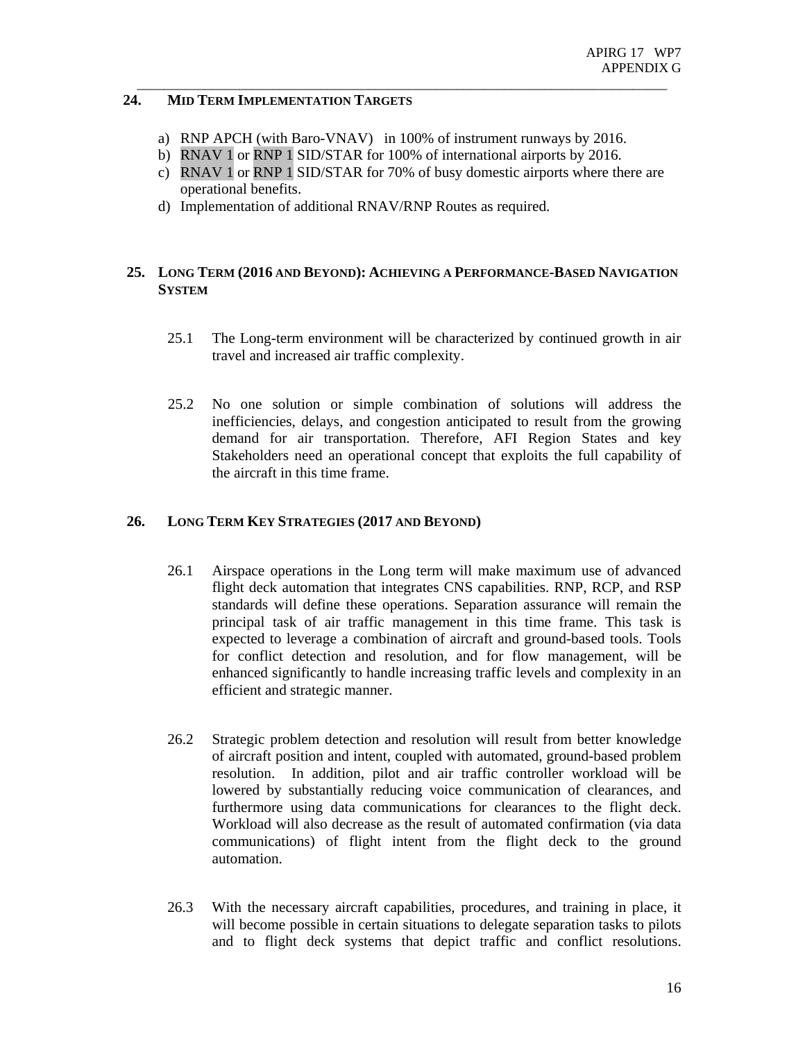## 24. MID TERM IMPLEMENTATION TARGETS

a) RNP APCH (with Baro-VNAV) in 100% of instrument runways by 2016.
b) RNAV 1 or RNP 1 SID/STAR for 100% of international airports by 2016.
c) RNAV 1 or RNP 1 SID/STAR for 70% of busy domestic airports where there are operational benefits.
d) Implementation of additional RNAV/RNP Routes as required.

## 25. LONG TERM (2016 AND BEYOND): ACHIEVING A PERFORMANCE-BASED NAVIGATION SYSTEM

25.1 The Long-term environment will be characterized by continued growth in air travel and increased air traffic complexity.

25.2 No one solution or simple combination of solutions will address the inefficiencies, delays, and congestion anticipated to result from the growing demand for air transportation. Therefore, AFI Region States and key Stakeholders need an operational concept that exploits the full capability of the aircraft in this time frame.

## 26. LONG TERM KEY STRATEGIES (2017 AND BEYOND)

26.1 Airspace operations in the Long term will make maximum use of advanced flight deck automation that integrates CNS capabilities. RNP, RCP, and RSP standards will define these operations. Separation assurance will remain the principal task of air traffic management in this time frame. This task is expected to leverage a combination of aircraft and ground-based tools. Tools for conflict detection and resolution, and for flow management, will be enhanced significantly to handle increasing traffic levels and complexity in an efficient and strategic manner.

26.2 Strategic problem detection and resolution will result from better knowledge of aircraft position and intent, coupled with automated, ground-based problem resolution. In addition, pilot and air traffic controller workload will be lowered by substantially reducing voice communication of clearances, and furthermore using data communications for clearances to the flight deck. Workload will also decrease as the result of automated confirmation (via data communications) of flight intent from the flight deck to the ground automation.

26.3 With the necessary aircraft capabilities, procedures, and training in place, it will become possible in certain situations to delegate separation tasks to pilots and to flight deck systems that depict traffic and conflict resolutions.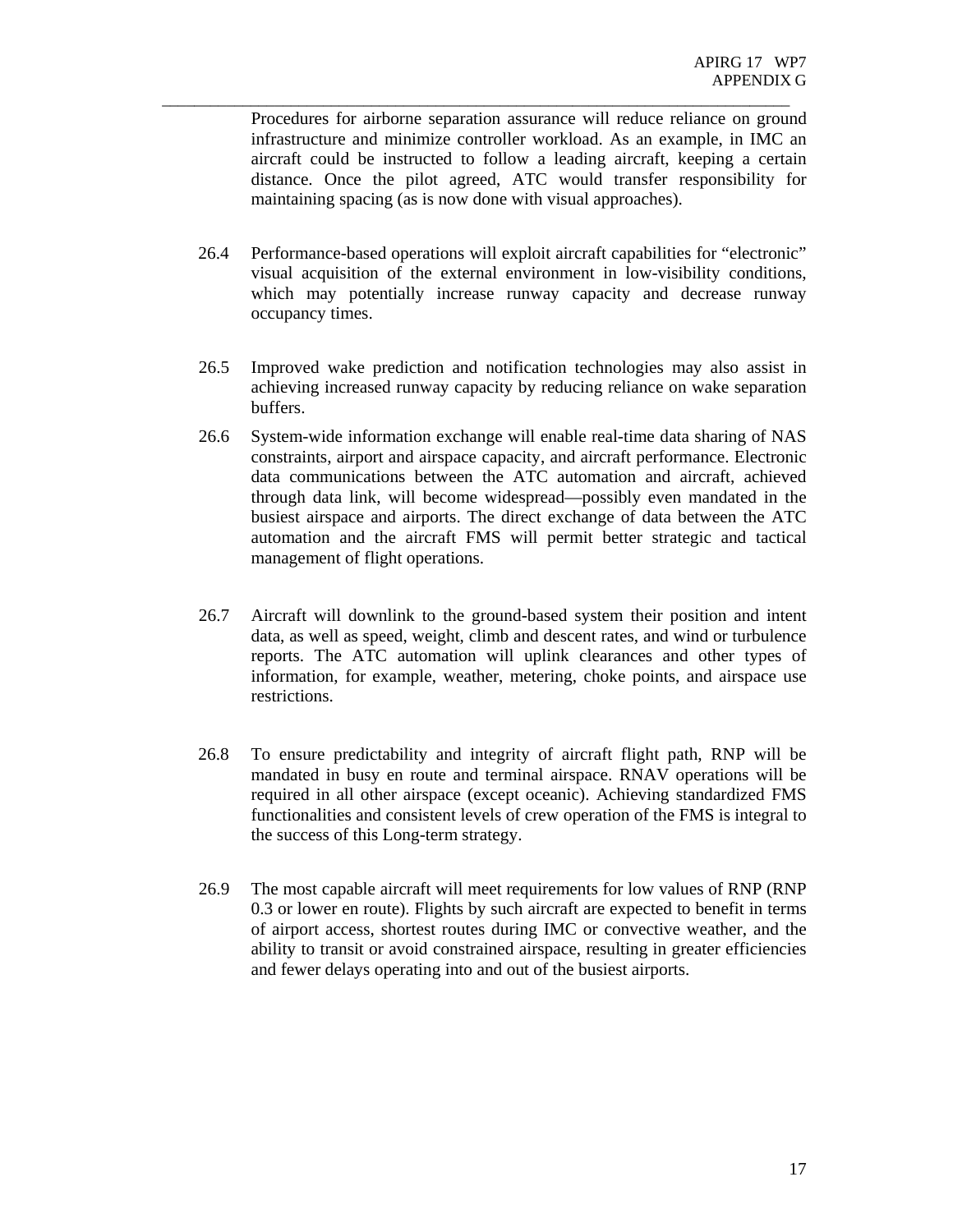Procedures for airborne separation assurance will reduce reliance on ground infrastructure and minimize controller workload. As an example, in IMC an aircraft could be instructed to follow a leading aircraft, keeping a certain distance. Once the pilot agreed, ATC would transfer responsibility for maintaining spacing (as is now done with visual approaches).

26.4 Performance-based operations will exploit aircraft capabilities for "electronic" visual acquisition of the external environment in low-visibility conditions, which may potentially increase runway capacity and decrease runway occupancy times.

26.5 Improved wake prediction and notification technologies may also assist in achieving increased runway capacity by reducing reliance on wake separation buffers.

26.6 System-wide information exchange will enable real-time data sharing of NAS constraints, airport and airspace capacity, and aircraft performance. Electronic data communications between the ATC automation and aircraft, achieved through data link, will become widespread—possibly even mandated in the busiest airspace and airports. The direct exchange of data between the ATC automation and the aircraft FMS will permit better strategic and tactical management of flight operations.

26.7 Aircraft will downlink to the ground-based system their position and intent data, as well as speed, weight, climb and descent rates, and wind or turbulence reports. The ATC automation will uplink clearances and other types of information, for example, weather, metering, choke points, and airspace use restrictions.

26.8 To ensure predictability and integrity of aircraft flight path, RNP will be mandated in busy en route and terminal airspace. RNAV operations will be required in all other airspace (except oceanic). Achieving standardized FMS functionalities and consistent levels of crew operation of the FMS is integral to the success of this Long-term strategy.

26.9 The most capable aircraft will meet requirements for low values of RNP (RNP 0.3 or lower en route). Flights by such aircraft are expected to benefit in terms of airport access, shortest routes during IMC or convective weather, and the ability to transit or avoid constrained airspace, resulting in greater efficiencies and fewer delays operating into and out of the busiest airports.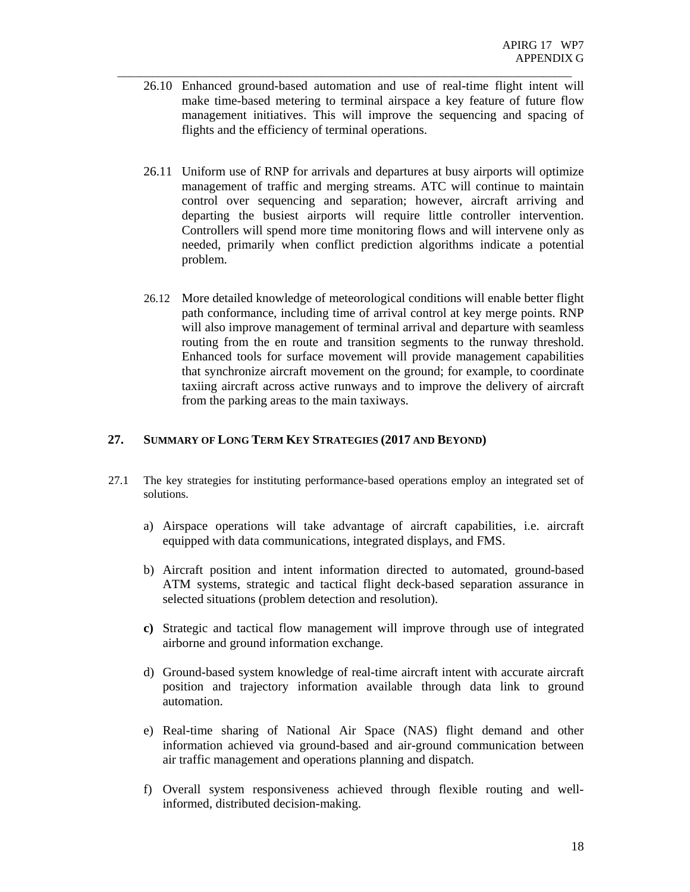26.10 Enhanced ground-based automation and use of real-time flight intent will make time-based metering to terminal airspace a key feature of future flow management initiatives. This will improve the sequencing and spacing of flights and the efficiency of terminal operations.

26.11 Uniform use of RNP for arrivals and departures at busy airports will optimize management of traffic and merging streams. ATC will continue to maintain control over sequencing and separation; however, aircraft arriving and departing the busiest airports will require little controller intervention. Controllers will spend more time monitoring flows and will intervene only as needed, primarily when conflict prediction algorithms indicate a potential problem.

26.12 More detailed knowledge of meteorological conditions will enable better flight path conformance, including time of arrival control at key merge points. RNP will also improve management of terminal arrival and departure with seamless routing from the en route and transition segments to the runway threshold. Enhanced tools for surface movement will provide management capabilities that synchronize aircraft movement on the ground; for example, to coordinate taxiing aircraft across active runways and to improve the delivery of aircraft from the parking areas to the main taxiways.

## 27. SUMMARY OF LONG TERM KEY STRATEGIES (2017 AND BEYOND)

27.1 The key strategies for instituting performance-based operations employ an integrated set of solutions.

a) Airspace operations will take advantage of aircraft capabilities, i.e. aircraft equipped with data communications, integrated displays, and FMS.

b) Aircraft position and intent information directed to automated, ground-based ATM systems, strategic and tactical flight deck-based separation assurance in selected situations (problem detection and resolution).

**c)** Strategic and tactical flow management will improve through use of integrated airborne and ground information exchange.

d) Ground-based system knowledge of real-time aircraft intent with accurate aircraft position and trajectory information available through data link to ground automation.

e) Real-time sharing of National Air Space (NAS) flight demand and other information achieved via ground-based and air-ground communication between air traffic management and operations planning and dispatch.

f) Overall system responsiveness achieved through flexible routing and well-informed, distributed decision-making.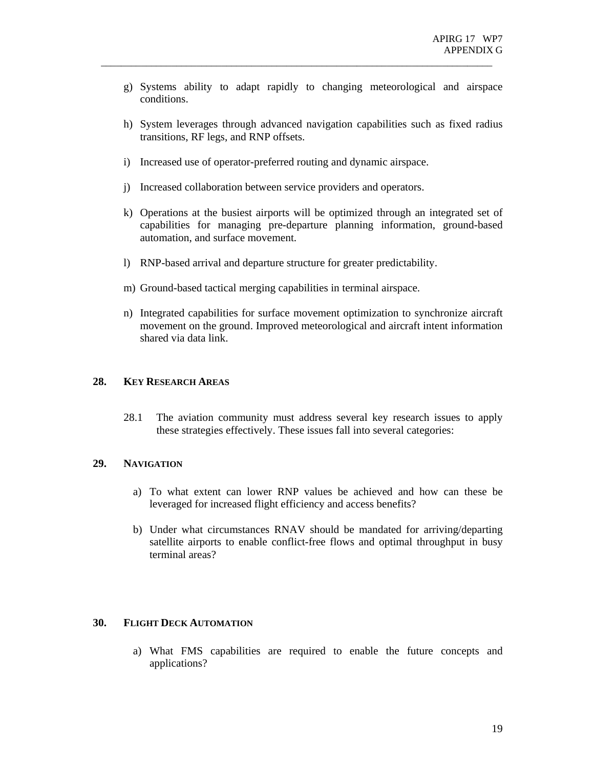g) Systems ability to adapt rapidly to changing meteorological and airspace conditions.

h) System leverages through advanced navigation capabilities such as fixed radius transitions, RF legs, and RNP offsets.

i) Increased use of operator-preferred routing and dynamic airspace.

j) Increased collaboration between service providers and operators.

k) Operations at the busiest airports will be optimized through an integrated set of capabilities for managing pre-departure planning information, ground-based automation, and surface movement.

l) RNP-based arrival and departure structure for greater predictability.

m) Ground-based tactical merging capabilities in terminal airspace.

n) Integrated capabilities for surface movement optimization to synchronize aircraft movement on the ground. Improved meteorological and aircraft intent information shared via data link.

## 28. KEY RESEARCH AREAS

28.1 The aviation community must address several key research issues to apply these strategies effectively. These issues fall into several categories:

## 29. NAVIGATION

a) To what extent can lower RNP values be achieved and how can these be leveraged for increased flight efficiency and access benefits?

b) Under what circumstances RNAV should be mandated for arriving/departing satellite airports to enable conflict-free flows and optimal throughput in busy terminal areas?

## 30. FLIGHT DECK AUTOMATION

a) What FMS capabilities are required to enable the future concepts and applications?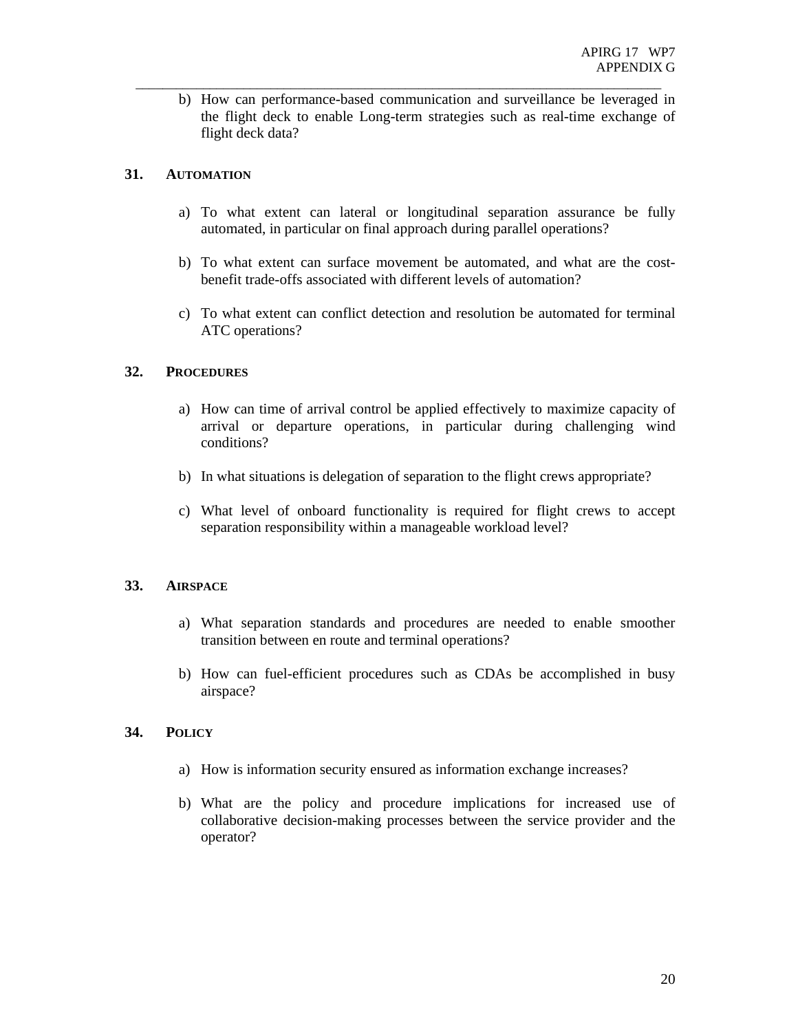b) How can performance-based communication and surveillance be leveraged in the flight deck to enable Long-term strategies such as real-time exchange of flight deck data?

## 31. AUTOMATION

a) To what extent can lateral or longitudinal separation assurance be fully automated, in particular on final approach during parallel operations?

b) To what extent can surface movement be automated, and what are the cost-benefit trade-offs associated with different levels of automation?

c) To what extent can conflict detection and resolution be automated for terminal ATC operations?

## 32. PROCEDURES

a) How can time of arrival control be applied effectively to maximize capacity of arrival or departure operations, in particular during challenging wind conditions?

b) In what situations is delegation of separation to the flight crews appropriate?

c) What level of onboard functionality is required for flight crews to accept separation responsibility within a manageable workload level?

## 33. AIRSPACE

a) What separation standards and procedures are needed to enable smoother transition between en route and terminal operations?

b) How can fuel-efficient procedures such as CDAs be accomplished in busy airspace?

## 34. POLICY

a) How is information security ensured as information exchange increases?

b) What are the policy and procedure implications for increased use of collaborative decision-making processes between the service provider and the operator?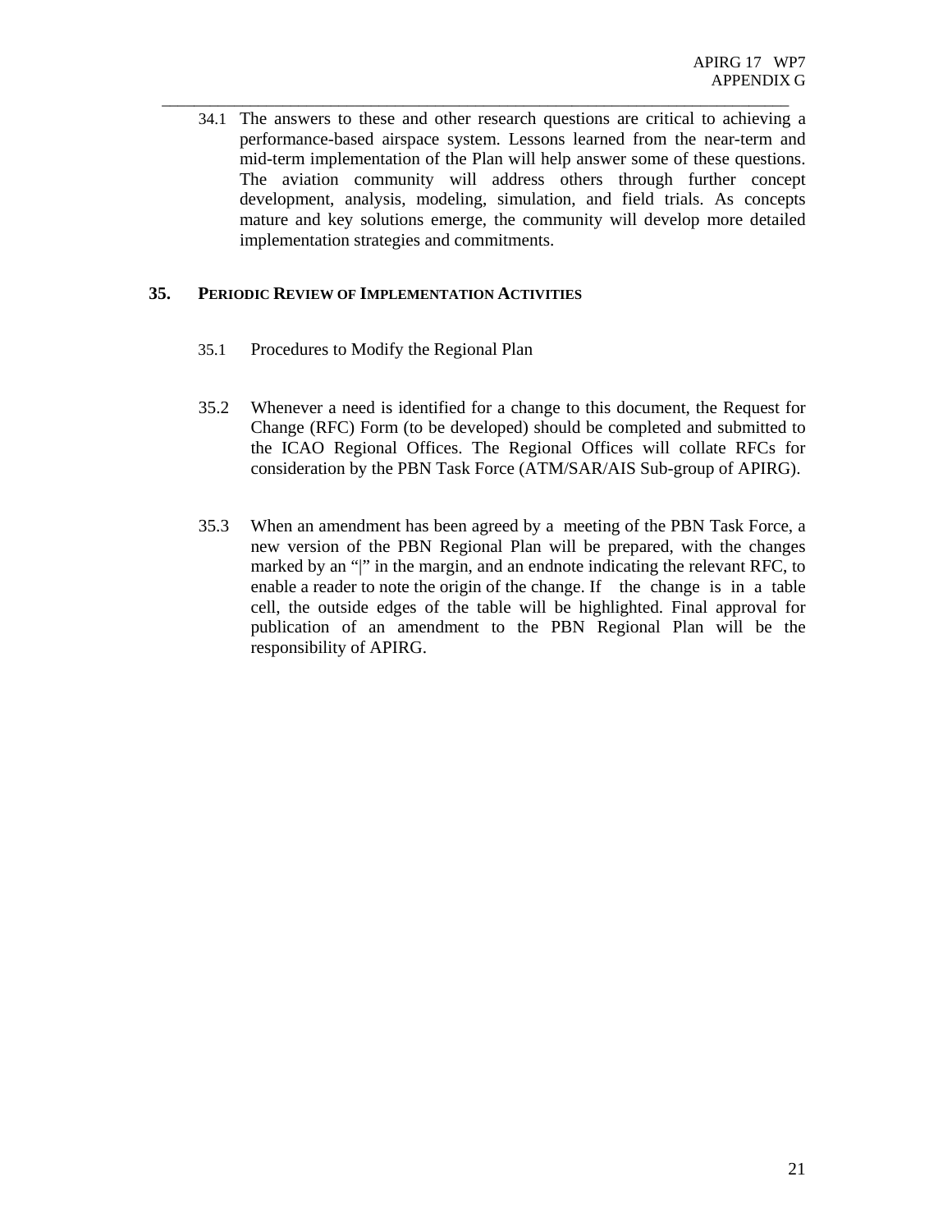34.1 The answers to these and other research questions are critical to achieving a performance-based airspace system. Lessons learned from the near-term and mid-term implementation of the Plan will help answer some of these questions. The aviation community will address others through further concept development, analysis, modeling, simulation, and field trials. As concepts mature and key solutions emerge, the community will develop more detailed implementation strategies and commitments.

## 35. PERIODIC REVIEW OF IMPLEMENTATION ACTIVITIES

35.1 Procedures to Modify the Regional Plan

35.2 Whenever a need is identified for a change to this document, the Request for Change (RFC) Form (to be developed) should be completed and submitted to the ICAO Regional Offices. The Regional Offices will collate RFCs for consideration by the PBN Task Force (ATM/SAR/AIS Sub-group of APIRG).

35.3 When an amendment has been agreed by a meeting of the PBN Task Force, a new version of the PBN Regional Plan will be prepared, with the changes marked by an "|" in the margin, and an endnote indicating the relevant RFC, to enable a reader to note the origin of the change. If the change is in a table cell, the outside edges of the table will be highlighted. Final approval for publication of an amendment to the PBN Regional Plan will be the responsibility of APIRG.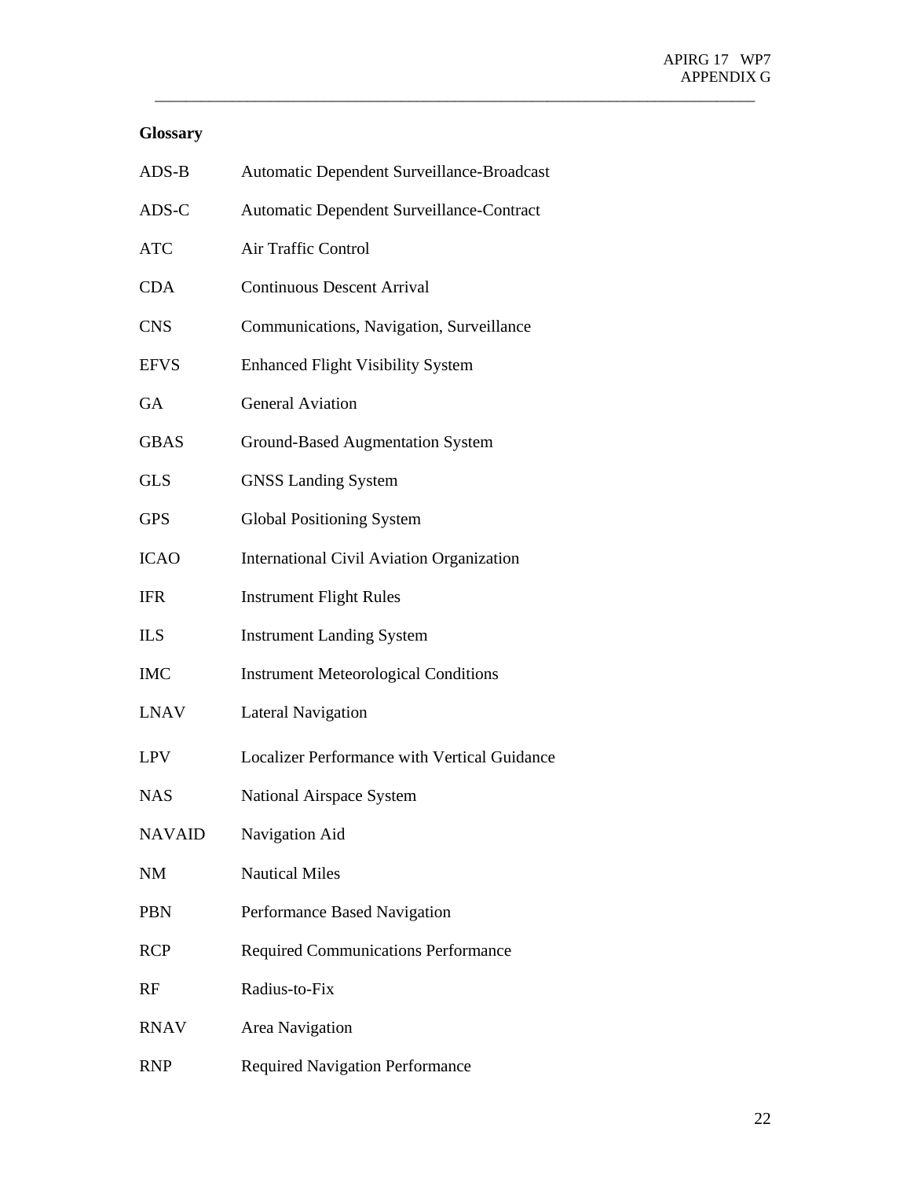**Glossary**

| | |
|---|---|
| ADS-B | Automatic Dependent Surveillance-Broadcast |
| ADS-C | Automatic Dependent Surveillance-Contract |
| ATC | Air Traffic Control |
| CDA | Continuous Descent Arrival |
| CNS | Communications, Navigation, Surveillance |
| EFVS | Enhanced Flight Visibility System |
| GA | General Aviation |
| GBAS | Ground-Based Augmentation System |
| GLS | GNSS Landing System |
| GPS | Global Positioning System |
| ICAO | International Civil Aviation Organization |
| IFR | Instrument Flight Rules |
| ILS | Instrument Landing System |
| IMC | Instrument Meteorological Conditions |
| LNAV | Lateral Navigation |
| LPV | Localizer Performance with Vertical Guidance |
| NAS | National Airspace System |
| NAVAID | Navigation Aid |
| NM | Nautical Miles |
| PBN | Performance Based Navigation |
| RCP | Required Communications Performance |
| RF | Radius-to-Fix |
| RNAV | Area Navigation |
| RNP | Required Navigation Performance |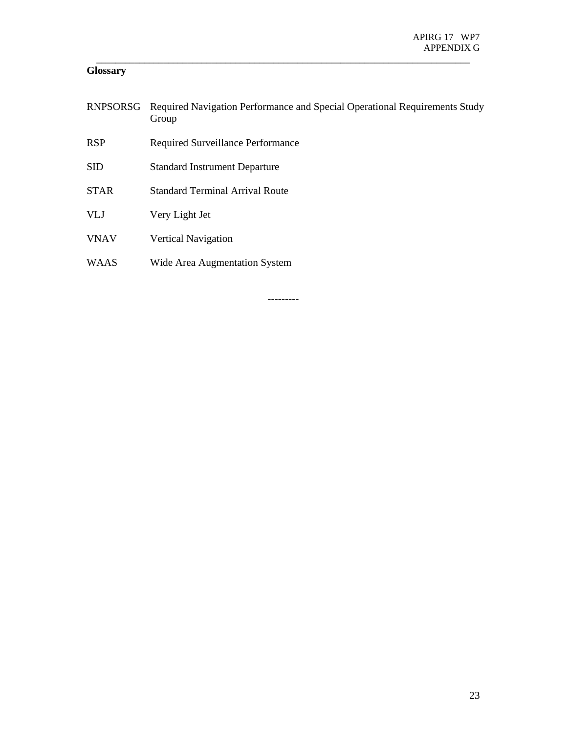**Glossary**

| | |
|---|---|
| RNPSORSG | Required Navigation Performance and Special Operational Requirements Study Group |
| RSP | Required Surveillance Performance |
| SID | Standard Instrument Departure |
| STAR | Standard Terminal Arrival Route |
| VLJ | Very Light Jet |
| VNAV | Vertical Navigation |
| WAAS | Wide Area Augmentation System |

---------